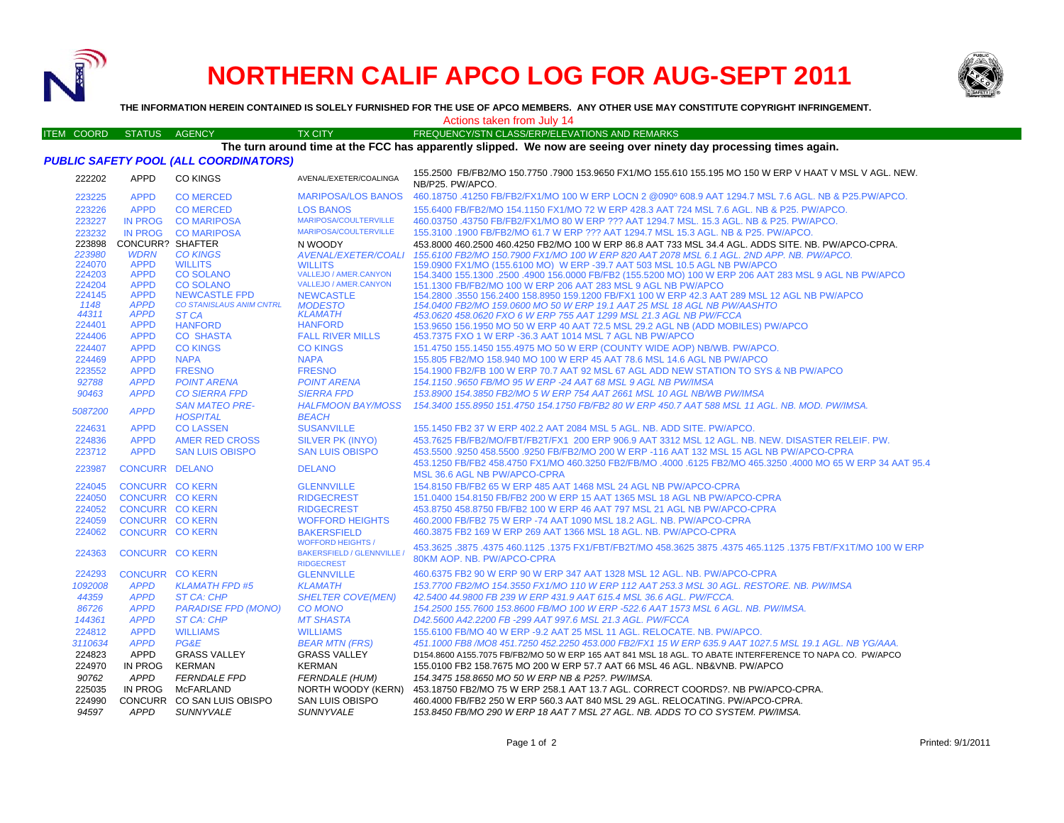# NORTHERN CALIF APCO LOG FOR AUG-SEPT 2011

**THE INFORMATION HEREIN CONTAINED IS SOLELY FURNISHED FOR THE USE OF APCO MEMBERS. ANY OTHER USE MAY CONSTITUTE COPYRIGHT INFRINGEMENT.**

Actions taken from July 14

**The turn around time at the FCC has apparently slipped. We now are seeing over ninety day processing times again.**

### *PUBLIC SAFETY POOL (ALL COORDINATORS)*

| ITEM COORD | STATUS | AGENCY | TX CITY | FREQUENCY/STN CLASS/ERP/ELEVATIONS AND REMARKS |
|---|---|---|---|---|
| 222202 | APPD | CO KINGS | AVENAL/EXETER/COALINGA | 155.2500 FB/FB2/MO 150.7750 .7900 153.9650 FX1/MO 155.610 155.195 MO 150 W ERP V HAAT V MSL V AGL. NEW. NB/P25. PW/APCO. |
| 223225 | APPD | CO MERCED | MARIPOSA/LOS BANOS | 460.18750 .41250 FB/FB2/FX1/MO 100 W ERP LOCN 2 @090º 608.9 AAT 1294.7 MSL 7.6 AGL. NB & P25.PW/APCO. |
| 223226 | APPD | CO MERCED | LOS BANOS | 155.6400 FB/FB2/MO 154.1150 FX1/MO 72 W ERP 428.3 AAT 724 MSL 7.6 AGL. NB & P25. PW/APCO. |
| 223227 | IN PROG | CO MARIPOSA | MARIPOSA/COULTERVILLE | 460.03750 .43750 FB/FB2/FX1/MO 80 W ERP ??? AAT 1294.7 MSL. 15.3 AGL. NB & P25. PW/APCO. |
| 223232 | IN PROG | CO MARIPOSA | MARIPOSA/COULTERVILLE | 155.3100 .1900 FB/FB2/MO 61.7 W ERP ??? AAT 1294.7 MSL 15.3 AGL. NB & P25. PW/APCO. |
| 223898 | CONCURR? | SHAFTER | N WOODY | 453.8000 460.2500 460.4250 FB2/MO 100 W ERP 86.8 AAT 733 MSL 34.4 AGL. ADDS SITE. NB. PW/APCO-CPRA. |
| *223980* | *WDRN* | *CO KINGS* | *AVENAL/EXETER/COALI* | *155.6100 FB2/MO 150.7900 FX1/MO 100 W ERP 820 AAT 2078 MSL 6.1 AGL. 2ND APP. NB. PW/APCO.* |
| 224070 | APPD | WILLITS | WILLITS | 159.0900 FX1/MO (155.6100 MO) W ERP -39.7 AAT 503 MSL 10.5 AGL NB PW/APCO |
| 224203 | APPD | CO SOLANO | VALLEJO / AMER.CANYON | 154.3400 155.1300 .2500 .4900 156.0000 FB/FB2 (155.5200 MO) 100 W ERP 206 AAT 283 MSL 9 AGL NB PW/APCO |
| 224204 | APPD | CO SOLANO | VALLEJO / AMER.CANYON | 151.1300 FB/FB2/MO 100 W ERP 206 AAT 283 MSL 9 AGL NB PW/APCO |
| 224145 | APPD | NEWCASTLE FPD | NEWCASTLE | 154.2800 .3550 156.2400 158.8950 159.1200 FB/FX1 100 W ERP 42.3 AAT 289 MSL 12 AGL NB PW/APCO |
| *1148* | *APPD* | *CO STANISLAUS ANIM CNTRL* | *MODESTO* | *154.0400 FB2/MO 159.0600 MO 50 W ERP 19.1 AAT 25 MSL 18 AGL NB PW/AASHTO* |
| *44311* | *APPD* | *ST CA* | *KLAMATH* | *453.0620 458.0620 FXO 6 W ERP 755 AAT 1299 MSL 21.3 AGL NB PW/FCCA* |
| 224401 | APPD | HANFORD | HANFORD | 153.9650 156.1950 MO 50 W ERP 40 AAT 72.5 MSL 29.2 AGL NB (ADD MOBILES) PW/APCO |
| 224406 | APPD | CO SHASTA | FALL RIVER MILLS | 453.7375 FXO 1 W ERP -36.3 AAT 1014 MSL 7 AGL NB PW/APCO |
| 224407 | APPD | CO KINGS | CO KINGS | 151.4750 155.1450 155.4975 MO 50 W ERP (COUNTY WIDE AOP) NB/WB. PW/APCO. |
| 224469 | APPD | NAPA | NAPA | 155.805 FB2/MO 158.940 MO 100 W ERP 45 AAT 78.6 MSL 14.6 AGL NB PW/APCO |
| 223552 | APPD | FRESNO | FRESNO | 154.1900 FB2/FB 100 W ERP 70.7 AAT 92 MSL 67 AGL ADD NEW STATION TO SYS & NB PW/APCO |
| *92788* | *APPD* | *POINT ARENA* | *POINT ARENA* | *154.1150 .9650 FB/MO 95 W ERP -24 AAT 68 MSL 9 AGL NB PW/IMSA* |
| *90463* | *APPD* | *CO SIERRA FPD* | *SIERRA FPD* | *153.8900 154.3850 FB2/MO 5 W ERP 754 AAT 2661 MSL 10 AGL NB/WB PW/IMSA* |
| *5087200* | *APPD* | *SAN MATEO PRE-HOSPITAL* | *HALFMOON BAY/MOSS BEACH* | *154.3400 155.8950 151.4750 154.1750 FB/FB2 80 W ERP 450.7 AAT 588 MSL 11 AGL. NB. MOD. PW/IMSA.* |
| 224631 | APPD | CO LASSEN | SUSANVILLE | 155.1450 FB2 37 W ERP 402.2 AAT 2084 MSL 5 AGL. NB. ADD SITE. PW/APCO. |
| 224836 | APPD | AMER RED CROSS | SILVER PK (INYO) | 453.7625 FB/FB2/MO/FBT/FB2T/FX1 200 ERP 906.9 AAT 3312 MSL 12 AGL. NB. NEW. DISASTER RELEIF. PW. |
| 223712 | APPD | SAN LUIS OBISPO | SAN LUIS OBISPO | 453.5500 .9250 458.5500 .9250 FB/FB2/MO 200 W ERP -116 AAT 132 MSL 15 AGL NB PW/APCO-CPRA |
| 223987 | CONCURR | DELANO | DELANO | 453.1250 FB/FB2 458.4750 FX1/MO 460.3250 FB2/FB/MO .4000 .6125 FB2/MO 465.3250 .4000 MO 65 W ERP 34 AAT 95.4 MSL 36.6 AGL NB PW/APCO-CPRA |
| 224045 | CONCURR | CO KERN | GLENNVILLE | 154.8150 FB/FB2 65 W ERP 485 AAT 1468 MSL 24 AGL NB PW/APCO-CPRA |
| 224050 | CONCURR | CO KERN | RIDGECREST | 151.0400 154.8150 FB/FB2 200 W ERP 15 AAT 1365 MSL 18 AGL NB PW/APCO-CPRA |
| 224052 | CONCURR | CO KERN | RIDGECREST | 453.8750 458.8750 FB/FB2 100 W ERP 46 AAT 797 MSL 21 AGL NB PW/APCO-CPRA |
| 224059 | CONCURR | CO KERN | WOFFORD HEIGHTS | 460.2000 FB/FB2 75 W ERP -74 AAT 1090 MSL 18.2 AGL. NB. PW/APCO-CPRA |
| 224062 | CONCURR | CO KERN | BAKERSFIELD | 460.3875 FB2 169 W ERP 269 AAT 1366 MSL 18 AGL. NB. PW/APCO-CPRA |
| 224363 | CONCURR | CO KERN | WOFFORD HEIGHTS / BAKERSFIELD / GLENNVILLE / RIDGECREST | 453.3625 .3875 .4375 460.1125 .1375 FX1/FBT/FB2T/MO 458.3625 3875 .4375 465.1125 .1375 FBT/FX1T/MO 100 W ERP 80KM AOP. NB. PW/APCO-CPRA |
| 224293 | CONCURR | CO KERN | GLENNVILLE | 460.6375 FB2 90 W ERP 90 W ERP 347 AAT 1328 MSL 12 AGL. NB. PW/APCO-CPRA |
| *1092008* | *APPD* | *KLAMATH FPD #5* | *KLAMATH* | *153.7700 FB2/MO 154.3550 FX1/MO 110 W ERP 112 AAT 253.3 MSL 30 AGL. RESTORE. NB. PW/IMSA* |
| *44359* | *APPD* | *ST CA: CHP* | *SHELTER COVE(MEN)* | *42.5400 44.9800 FB 239 W ERP 431.9 AAT 615.4 MSL 36.6 AGL. PW/FCCA.* |
| *86726* | *APPD* | *PARADISE FPD (MONO)* | *CO MONO* | *154.2500 155.7600 153.8600 FB/MO 100 W ERP -522.6 AAT 1573 MSL 6 AGL. NB. PW/IMSA.* |
| *144361* | *APPD* | *ST CA: CHP* | *MT SHASTA* | *D42.5600 A42.2200 FB -299 AAT 997.6 MSL 21.3 AGL. PW/FCCA* |
| 224812 | APPD | WILLIAMS | WILLIAMS | 155.6100 FB/MO 40 W ERP -9.2 AAT 25 MSL 11 AGL. RELOCATE. NB. PW/APCO. |
| *3110634* | *APPD* | *PG&E* | *BEAR MTN (FRS)* | *451.1000 FB8 /MO8 451.7250 452.2250 453.000 FB2/FX1 15 W ERP 635.9 AAT 1027.5 MSL 19.1 AGL. NB YG/AAA.* |
| 224823 | APPD | GRASS VALLEY | GRASS VALLEY | D154.8600 A155.7075 FB/FB2/MO 50 W ERP 165 AAT 841 MSL 18 AGL. TO ABATE INTERFERENCE TO NAPA CO. PW/APCO |
| 224970 | IN PROG | KERMAN | KERMAN | 155.0100 FB2 158.7675 MO 200 W ERP 57.7 AAT 66 MSL 46 AGL. NB&VNB. PW/APCO |
| *90762* | *APPD* | *FERNDALE FPD* | *FERNDALE (HUM)* | *154.3475 158.8650 MO 50 W ERP NB & P25?. PW/IMSA.* |
| 225035 | IN PROG | McFARLAND | NORTH WOODY (KERN) | 453.18750 FB2/MO 75 W ERP 258.1 AAT 13.7 AGL. CORRECT COORDS?. NB PW/APCO-CPRA. |
| 224990 | CONCURR | CO SAN LUIS OBISPO | SAN LUIS OBISPO | 460.4000 FB/FB2 250 W ERP 560.3 AAT 840 MSL 29 AGL. RELOCATING. PW/APCO-CPRA. |
| *94597* | *APPD* | *SUNNYVALE* | *SUNNYVALE* | *153.8450 FB/MO 290 W ERP 18 AAT 7 MSL 27 AGL. NB. ADDS TO CO SYSTEM. PW/IMSA.* |

Printed: 9/1/2011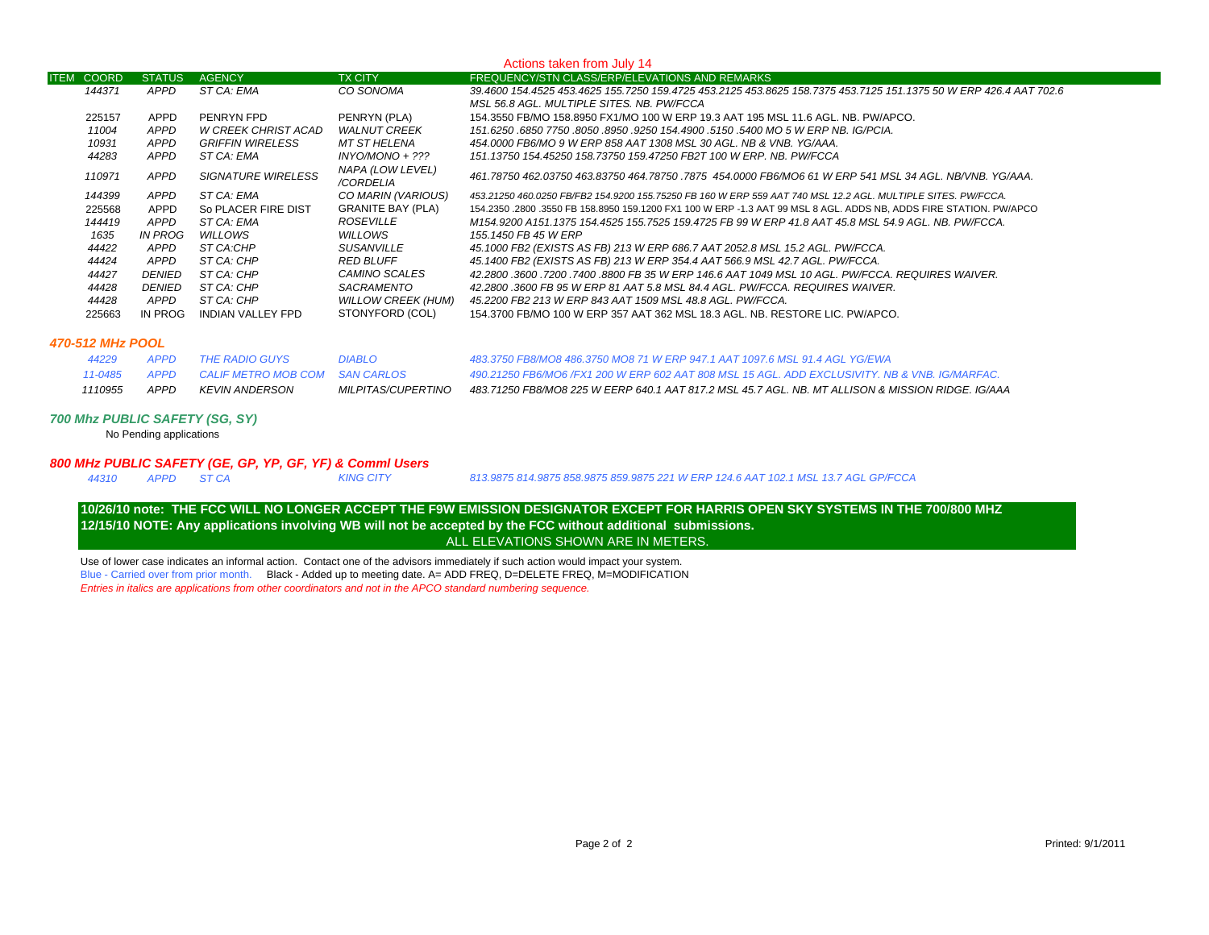Actions taken from July 14

| ITEM | COORD | STATUS | AGENCY | TX CITY | FREQUENCY/STN CLASS/ERP/ELEVATIONS AND REMARKS |
|---|---|---|---|---|---|
| | *144371* | *APPD* | *ST CA: EMA* | *CO SONOMA* | *39.4600 154.4525 453.4625 155.7250 159.4725 453.2125 453.8625 158.7375 453.7125 151.1375 50 W ERP 426.4 AAT 702.6 MSL 56.8 AGL. MULTIPLE SITES. NB. PW/FCCA* |
| | 225157 | APPD | PENRYN FPD | PENRYN (PLA) | 154.3550 FB/MO 158.8950 FX1/MO 100 W ERP 19.3 AAT 195 MSL 11.6 AGL. NB. PW/APCO. |
| | *11004* | *APPD* | *W CREEK CHRIST ACAD* | *WALNUT CREEK* | *151.6250 .6850 7750 .8050 .8950 .9250 154.4900 .5150 .5400 MO 5 W ERP NB. IG/PCIA.* |
| | *10931* | *APPD* | *GRIFFIN WIRELESS* | *MT ST HELENA* | *454.0000 FB6/MO 9 W ERP 858 AAT 1308 MSL 30 AGL. NB & VNB. YG/AAA.* |
| | *44283* | *APPD* | *ST CA: EMA* | *INYO/MONO + ???* | *151.13750 154.45250 158.73750 159.47250 FB2T 100 W ERP. NB. PW/FCCA* |
| | *110971* | *APPD* | *SIGNATURE WIRELESS* | *NAPA (LOW LEVEL) /CORDELIA* | *461.78750 462.03750 463.83750 464.78750 .7875 454.0000 FB6/MO6 61 W ERP 541 MSL 34 AGL. NB/VNB. YG/AAA.* |
| | *144399* | *APPD* | *ST CA: EMA* | *CO MARIN (VARIOUS)* | *453.21250 460.0250 FB/FB2 154.9200 155.75250 FB 160 W ERP 559 AAT 740 MSL 12.2 AGL. MULTIPLE SITES. PW/FCCA.* |
| | 225568 | APPD | So PLACER FIRE DIST | GRANITE BAY (PLA) | 154.2350 .2800 .3550 FB 158.8950 159.1200 FX1 100 W ERP -1.3 AAT 99 MSL 8 AGL. ADDS NB, ADDS FIRE STATION. PW/APCO |
| | *144419* | *APPD* | *ST CA: EMA* | *ROSEVILLE* | *M154.9200 A151.1375 154.4525 155.7525 159.4725 FB 99 W ERP 41.8 AAT 45.8 MSL 54.9 AGL. NB. PW/FCCA.* |
| | *1635* | *IN PROG* | *WILLOWS* | *WILLOWS* | *155.1450 FB 45 W ERP* |
| | *44422* | *APPD* | *ST CA:CHP* | *SUSANVILLE* | *45.1000 FB2 (EXISTS AS FB) 213 W ERP 686.7 AAT 2052.8 MSL 15.2 AGL. PW/FCCA.* |
| | *44424* | *APPD* | *ST CA: CHP* | *RED BLUFF* | *45.1400 FB2 (EXISTS AS FB) 213 W ERP 354.4 AAT 566.9 MSL 42.7 AGL. PW/FCCA.* |
| | *44427* | *DENIED* | *ST CA: CHP* | *CAMINO SCALES* | *42.2800 .3600 .7200 .7400 .8800 FB 35 W ERP 146.6 AAT 1049 MSL 10 AGL. PW/FCCA. REQUIRES WAIVER.* |
| | *44428* | *DENIED* | *ST CA: CHP* | *SACRAMENTO* | *42.2800 .3600 FB 95 W ERP 81 AAT 5.8 MSL 84.4 AGL. PW/FCCA. REQUIRES WAIVER.* |
| | *44428* | *APPD* | *ST CA: CHP* | *WILLOW CREEK (HUM)* | *45.2200 FB2 213 W ERP 843 AAT 1509 MSL 48.8 AGL. PW/FCCA.* |
| | 225663 | IN PROG | INDIAN VALLEY FPD | STONYFORD (COL) | 154.3700 FB/MO 100 W ERP 357 AAT 362 MSL 18.3 AGL. NB. RESTORE LIC. PW/APCO. |

### *470-512 MHz POOL*

| | | | | |
|---|---|---|---|---|
| *44229* | *APPD* | *THE RADIO GUYS* | *DIABLO* | *483.3750 FB8/MO8 486.3750 MO8 71 W ERP 947.1 AAT 1097.6 MSL 91.4 AGL YG/EWA* |
| *11-0485* | *APPD* | *CALIF METRO MOB COM* | *SAN CARLOS* | *490.21250 FB6/MO6 /FX1 200 W ERP 602 AAT 808 MSL 15 AGL. ADD EXCLUSIVITY. NB & VNB. IG/MARFAC.* |
| *1110955* | *APPD* | *KEVIN ANDERSON* | *MILPITAS/CUPERTINO* | *483.71250 FB8/MO8 225 W EERP 640.1 AAT 817.2 MSL 45.7 AGL. NB. MT ALLISON & MISSION RIDGE. IG/AAA* |

### *700 Mhz PUBLIC SAFETY (SG, SY)*

No Pending applications

### *800 MHz PUBLIC SAFETY (GE, GP, YP, GF, YF) & Comml Users*

| | | | | |
|---|---|---|---|---|
| *44310* | *APPD* | *ST CA* | *KING CITY* | *813.9875 814.9875 858.9875 859.9875 221 W ERP 124.6 AAT 102.1 MSL 13.7 AGL GP/FCCA* |

**10/26/10 note: THE FCC WILL NO LONGER ACCEPT THE F9W EMISSION DESIGNATOR EXCEPT FOR HARRIS OPEN SKY SYSTEMS IN THE 700/800 MHZ**
**12/15/10 NOTE: Any applications involving WB will not be accepted by the FCC without additional submissions.**
ALL ELEVATIONS SHOWN ARE IN METERS.

Use of lower case indicates an informal action. Contact one of the advisors immediately if such action would impact your system.
Blue - Carried over from prior month. Black - Added up to meeting date. A= ADD FREQ, D=DELETE FREQ, M=MODIFICATION
*Entries in italics are applications from other coordinators and not in the APCO standard numbering sequence.*

Printed: 9/1/2011